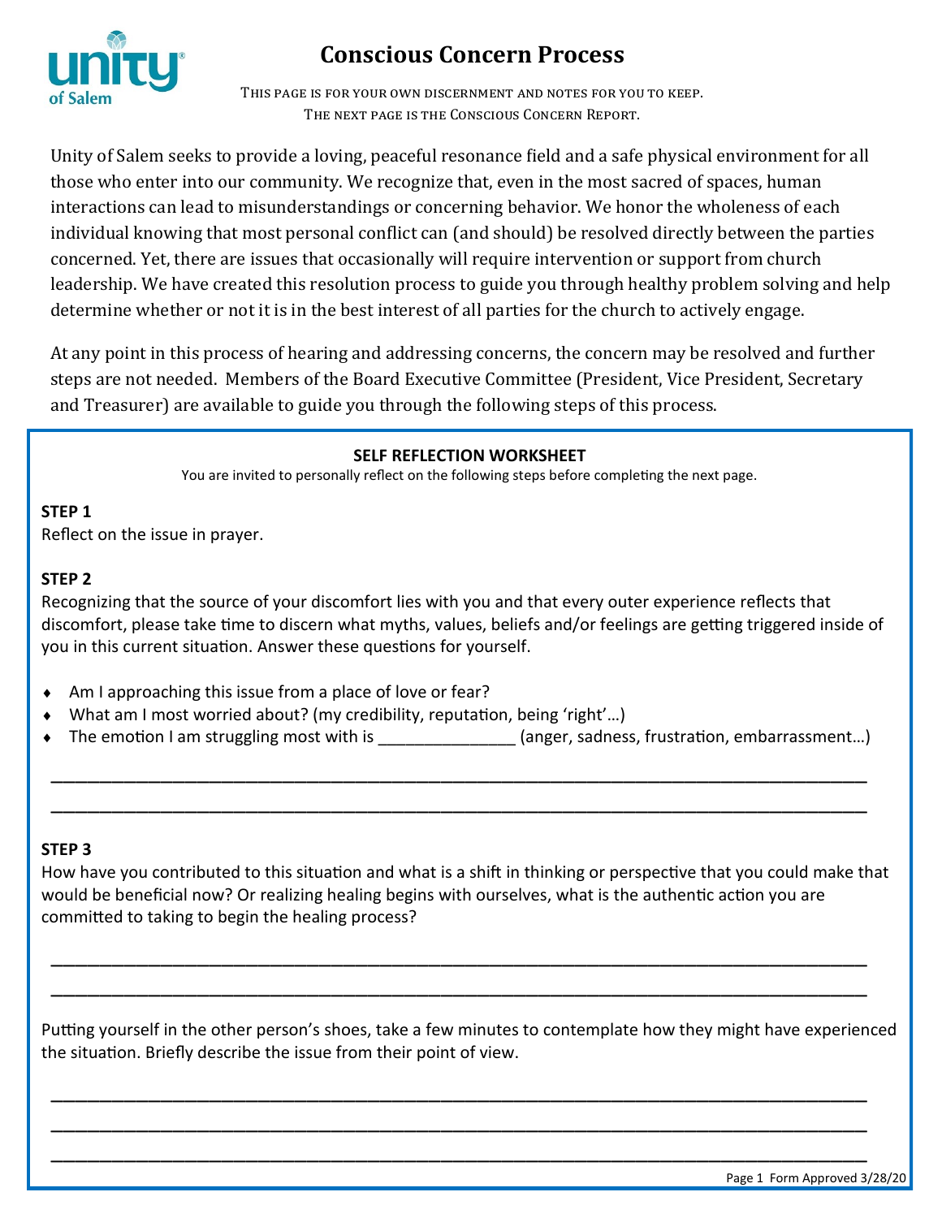# Conscious Concern Process

THIS PAGE IS FOR YOUR OWN DISCERNMENT AND NOTES FOR YOU TO KEEP.
THE NEXT PAGE IS THE CONSCIOUS CONCERN REPORT.

Unity of Salem seeks to provide a loving, peaceful resonance field and a safe physical environment for all those who enter into our community. We recognize that, even in the most sacred of spaces, human interactions can lead to misunderstandings or concerning behavior. We honor the wholeness of each individual knowing that most personal conflict can (and should) be resolved directly between the parties concerned. Yet, there are issues that occasionally will require intervention or support from church leadership. We have created this resolution process to guide you through healthy problem solving and help determine whether or not it is in the best interest of all parties for the church to actively engage.

At any point in this process of hearing and addressing concerns, the concern may be resolved and further steps are not needed. Members of the Board Executive Committee (President, Vice President, Secretary and Treasurer) are available to guide you through the following steps of this process.

## SELF REFLECTION WORKSHEET

You are invited to personally reflect on the following steps before completing the next page.

**STEP 1**

Reflect on the issue in prayer.

**STEP 2**

Recognizing that the source of your discomfort lies with you and that every outer experience reflects that discomfort, please take time to discern what myths, values, beliefs and/or feelings are getting triggered inside of you in this current situation. Answer these questions for yourself.

- Am I approaching this issue from a place of love or fear?
- What am I most worried about? (my credibility, reputation, being 'right'…)
- The emotion I am struggling most with is _______________ (anger, sadness, frustration, embarrassment…)

_______________________________________________________________________________

_______________________________________________________________________________

**STEP 3**

How have you contributed to this situation and what is a shift in thinking or perspective that you could make that would be beneficial now? Or realizing healing begins with ourselves, what is the authentic action you are committed to taking to begin the healing process?

_______________________________________________________________________________

_______________________________________________________________________________

Putting yourself in the other person's shoes, take a few minutes to contemplate how they might have experienced the situation. Briefly describe the issue from their point of view.

_______________________________________________________________________________

_______________________________________________________________________________

_______________________________________________________________________________

Form Approved 3/28/20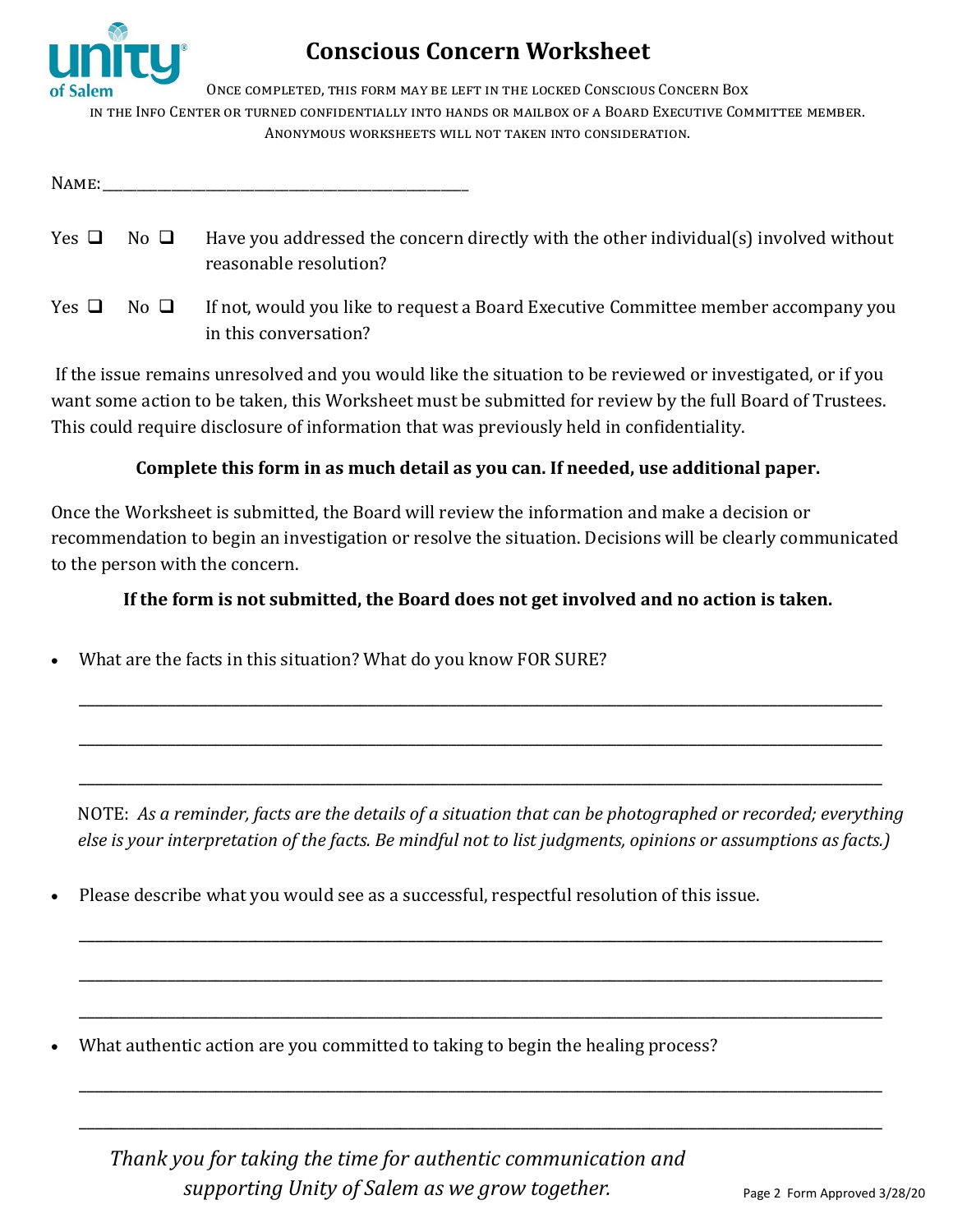# Conscious Concern Worksheet

Once completed, this form may be left in the locked Conscious Concern Box in the Info Center or turned confidentially into hands or mailbox of a Board Executive Committee member. Anonymous worksheets will not taken into consideration.

Name:\_\_\_\_\_\_\_\_\_\_\_\_\_\_\_\_\_\_\_\_\_\_\_\_\_\_\_\_\_\_\_\_\_\_\_\_\_\_\_\_\_\_\_\_

Yes ❑ No ❑ Have you addressed the concern directly with the other individual(s) involved without reasonable resolution?

Yes ❑ No ❑ If not, would you like to request a Board Executive Committee member accompany you in this conversation?

If the issue remains unresolved and you would like the situation to be reviewed or investigated, or if you want some action to be taken, this Worksheet must be submitted for review by the full Board of Trustees. This could require disclosure of information that was previously held in confidentiality.

**Complete this form in as much detail as you can. If needed, use additional paper.**

Once the Worksheet is submitted, the Board will review the information and make a decision or recommendation to begin an investigation or resolve the situation. Decisions will be clearly communicated to the person with the concern.

**If the form is not submitted, the Board does not get involved and no action is taken.**

- What are the facts in this situation? What do you know FOR SURE?

\_\_\_\_\_\_\_\_\_\_\_\_\_\_\_\_\_\_\_\_\_\_\_\_\_\_\_\_\_\_\_\_\_\_\_\_\_\_\_\_\_\_\_\_\_\_\_\_\_\_\_\_\_\_\_\_\_\_\_\_\_\_\_\_\_\_\_\_\_\_\_\_\_\_\_\_

\_\_\_\_\_\_\_\_\_\_\_\_\_\_\_\_\_\_\_\_\_\_\_\_\_\_\_\_\_\_\_\_\_\_\_\_\_\_\_\_\_\_\_\_\_\_\_\_\_\_\_\_\_\_\_\_\_\_\_\_\_\_\_\_\_\_\_\_\_\_\_\_\_\_\_\_

\_\_\_\_\_\_\_\_\_\_\_\_\_\_\_\_\_\_\_\_\_\_\_\_\_\_\_\_\_\_\_\_\_\_\_\_\_\_\_\_\_\_\_\_\_\_\_\_\_\_\_\_\_\_\_\_\_\_\_\_\_\_\_\_\_\_\_\_\_\_\_\_\_\_\_\_

NOTE: *As a reminder, facts are the details of a situation that can be photographed or recorded; everything else is your interpretation of the facts. Be mindful not to list judgments, opinions or assumptions as facts.)*

- Please describe what you would see as a successful, respectful resolution of this issue.

\_\_\_\_\_\_\_\_\_\_\_\_\_\_\_\_\_\_\_\_\_\_\_\_\_\_\_\_\_\_\_\_\_\_\_\_\_\_\_\_\_\_\_\_\_\_\_\_\_\_\_\_\_\_\_\_\_\_\_\_\_\_\_\_\_\_\_\_\_\_\_\_\_\_\_\_

\_\_\_\_\_\_\_\_\_\_\_\_\_\_\_\_\_\_\_\_\_\_\_\_\_\_\_\_\_\_\_\_\_\_\_\_\_\_\_\_\_\_\_\_\_\_\_\_\_\_\_\_\_\_\_\_\_\_\_\_\_\_\_\_\_\_\_\_\_\_\_\_\_\_\_\_

\_\_\_\_\_\_\_\_\_\_\_\_\_\_\_\_\_\_\_\_\_\_\_\_\_\_\_\_\_\_\_\_\_\_\_\_\_\_\_\_\_\_\_\_\_\_\_\_\_\_\_\_\_\_\_\_\_\_\_\_\_\_\_\_\_\_\_\_\_\_\_\_\_\_\_\_

- What authentic action are you committed to taking to begin the healing process?

\_\_\_\_\_\_\_\_\_\_\_\_\_\_\_\_\_\_\_\_\_\_\_\_\_\_\_\_\_\_\_\_\_\_\_\_\_\_\_\_\_\_\_\_\_\_\_\_\_\_\_\_\_\_\_\_\_\_\_\_\_\_\_\_\_\_\_\_\_\_\_\_\_\_\_\_

\_\_\_\_\_\_\_\_\_\_\_\_\_\_\_\_\_\_\_\_\_\_\_\_\_\_\_\_\_\_\_\_\_\_\_\_\_\_\_\_\_\_\_\_\_\_\_\_\_\_\_\_\_\_\_\_\_\_\_\_\_\_\_\_\_\_\_\_\_\_\_\_\_\_\_\_

*Thank you for taking the time for authentic communication and supporting Unity of Salem as we grow together.*

Form Approved 3/28/20